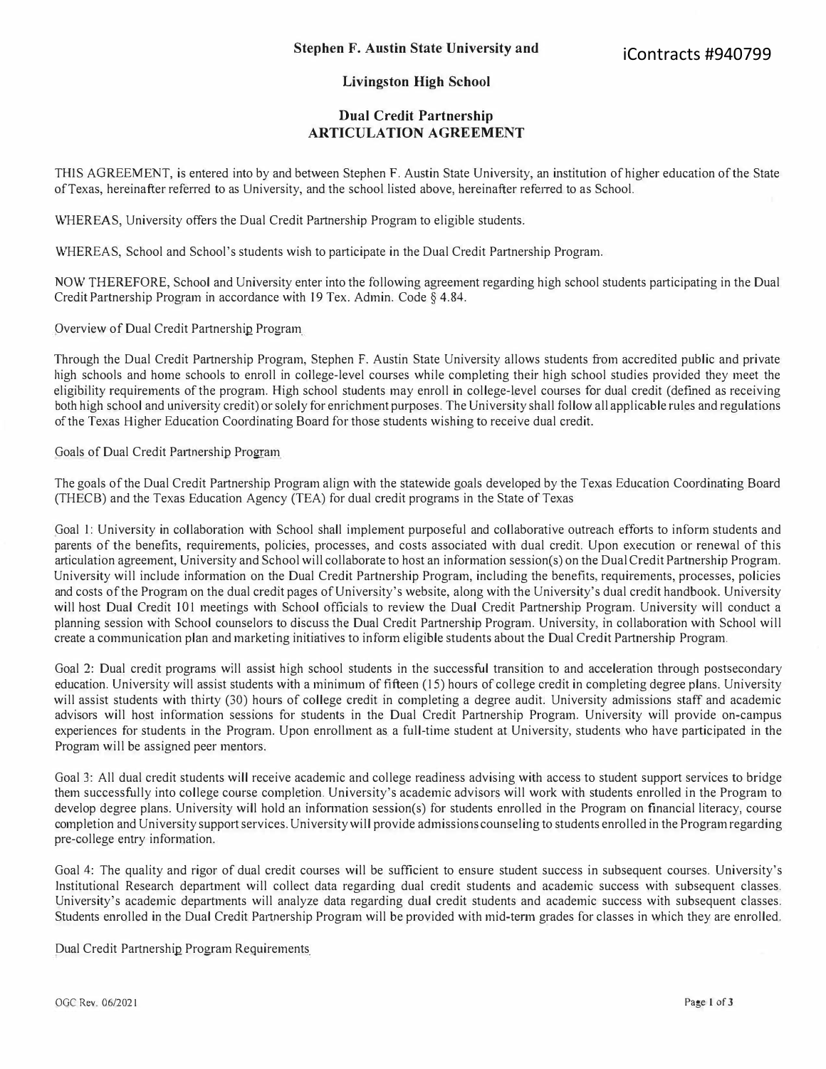iContracts #940799

# Stephen F. Austin State University and

# Livingston High School

## Dual Credit Partnership
## ARTICULATION AGREEMENT

THIS AGREEMENT, is entered into by and between Stephen F. Austin State University, an institution of higher education of the State of Texas, hereinafter referred to as University, and the school listed above, hereinafter referred to as School.

WHEREAS, University offers the Dual Credit Partnership Program to eligible students.

WHEREAS, School and School's students wish to participate in the Dual Credit Partnership Program.

NOW THEREFORE, School and University enter into the following agreement regarding high school students participating in the Dual Credit Partnership Program in accordance with 19 Tex. Admin. Code § 4.84.

### Overview of Dual Credit Partnership Program

Through the Dual Credit Partnership Program, Stephen F. Austin State University allows students from accredited public and private high schools and home schools to enroll in college-level courses while completing their high school studies provided they meet the eligibility requirements of the program. High school students may enroll in college-level courses for dual credit (defined as receiving both high school and university credit) or solely for enrichment purposes. The University shall follow all applicable rules and regulations of the Texas Higher Education Coordinating Board for those students wishing to receive dual credit.

### Goals of Dual Credit Partnership Program

The goals of the Dual Credit Partnership Program align with the statewide goals developed by the Texas Education Coordinating Board (THECB) and the Texas Education Agency (TEA) for dual credit programs in the State of Texas

Goal 1: University in collaboration with School shall implement purposeful and collaborative outreach efforts to inform students and parents of the benefits, requirements, policies, processes, and costs associated with dual credit. Upon execution or renewal of this articulation agreement, University and School will collaborate to host an information session(s) on the Dual Credit Partnership Program. University will include information on the Dual Credit Partnership Program, including the benefits, requirements, processes, policies and costs of the Program on the dual credit pages of University's website, along with the University's dual credit handbook. University will host Dual Credit 101 meetings with School officials to review the Dual Credit Partnership Program. University will conduct a planning session with School counselors to discuss the Dual Credit Partnership Program. University, in collaboration with School will create a communication plan and marketing initiatives to inform eligible students about the Dual Credit Partnership Program.

Goal 2: Dual credit programs will assist high school students in the successful transition to and acceleration through postsecondary education. University will assist students with a minimum of fifteen (15) hours of college credit in completing degree plans. University will assist students with thirty (30) hours of college credit in completing a degree audit. University admissions staff and academic advisors will host information sessions for students in the Dual Credit Partnership Program. University will provide on-campus experiences for students in the Program. Upon enrollment as a full-time student at University, students who have participated in the Program will be assigned peer mentors.

Goal 3: All dual credit students will receive academic and college readiness advising with access to student support services to bridge them successfully into college course completion. University's academic advisors will work with students enrolled in the Program to develop degree plans. University will hold an information session(s) for students enrolled in the Program on financial literacy, course completion and University support services. University will provide admissions counseling to students enrolled in the Program regarding pre-college entry information.

Goal 4: The quality and rigor of dual credit courses will be sufficient to ensure student success in subsequent courses. University's Institutional Research department will collect data regarding dual credit students and academic success with subsequent classes. University's academic departments will analyze data regarding dual credit students and academic success with subsequent classes. Students enrolled in the Dual Credit Partnership Program will be provided with mid-term grades for classes in which they are enrolled.

### Dual Credit Partnership Program Requirements

OGC Rev. 06/2021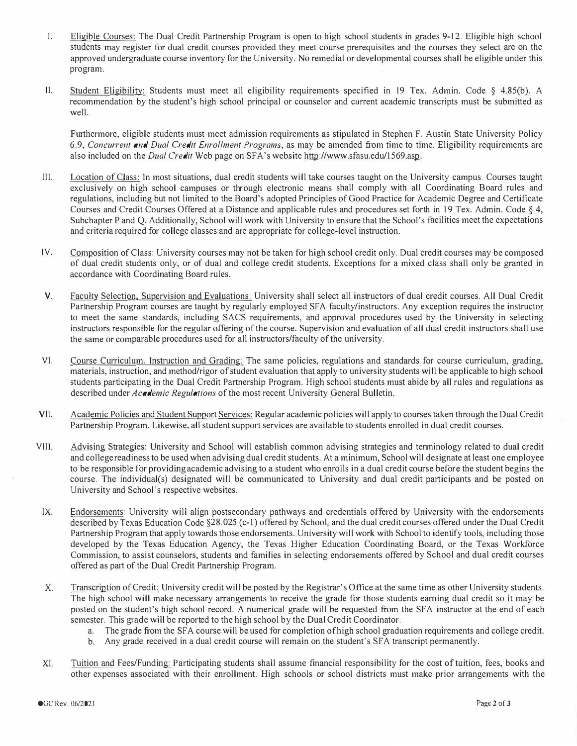I. Eligible Courses: The Dual Credit Partnership Program is open to high school students in grades 9-12. Eligible high school students may register for dual credit courses provided they meet course prerequisites and the courses they select are on the approved undergraduate course inventory for the University. No remedial or developmental courses shall be eligible under this program.

II. Student Eligibility: Students must meet all eligibility requirements specified in 19 Tex. Admin. Code § 4.85(b). A recommendation by the student's high school principal or counselor and current academic transcripts must be submitted as well.

Furthermore, eligible students must meet admission requirements as stipulated in Stephen F. Austin State University Policy 6.9, *Concurrent and Dual Credit Enrollment Programs*, as may be amended from time to time. Eligibility requirements are also included on the *Dual Credit* Web page on SFA's website http://www.sfasu.edu/1569.asp.

III. Location of Class: In most situations, dual credit students will take courses taught on the University campus. Courses taught exclusively on high school campuses or through electronic means shall comply with all Coordinating Board rules and regulations, including but not limited to the Board's adopted Principles of Good Practice for Academic Degree and Certificate Courses and Credit Courses Offered at a Distance and applicable rules and procedures set forth in 19 Tex. Admin. Code § 4, Subchapter P and Q. Additionally, School will work with University to ensure that the School's facilities meet the expectations and criteria required for college classes and are appropriate for college-level instruction.

IV. Composition of Class: University courses may not be taken for high school credit only. Dual credit courses may be composed of dual credit students only, or of dual and college credit students. Exceptions for a mixed class shall only be granted in accordance with Coordinating Board rules.

V. Faculty Selection, Supervision and Evaluations: University shall select all instructors of dual credit courses. All Dual Credit Partnership Program courses are taught by regularly employed SFA faculty/instructors. Any exception requires the instructor to meet the same standards, including SACS requirements, and approval procedures used by the University in selecting instructors responsible for the regular offering of the course. Supervision and evaluation of all dual credit instructors shall use the same or comparable procedures used for all instructors/faculty of the university.

VI. Course Curriculum, Instruction and Grading: The same policies, regulations and standards for course curriculum, grading, materials, instruction, and method/rigor of student evaluation that apply to university students will be applicable to high school students participating in the Dual Credit Partnership Program. High school students must abide by all rules and regulations as described under *Academic Regulations* of the most recent University General Bulletin.

VII. Academic Policies and Student Support Services: Regular academic policies will apply to courses taken through the Dual Credit Partnership Program. Likewise, all student support services are available to students enrolled in dual credit courses.

VIII. Advising Strategies: University and School will establish common advising strategies and terminology related to dual credit and college readiness to be used when advising dual credit students. At a minimum, School will designate at least one employee to be responsible for providing academic advising to a student who enrolls in a dual credit course before the student begins the course. The individual(s) designated will be communicated to University and dual credit participants and be posted on University and School's respective websites.

IX. Endorsements: University will align postsecondary pathways and credentials offered by University with the endorsements described by Texas Education Code §28.025 (c-1) offered by School, and the dual credit courses offered under the Dual Credit Partnership Program that apply towards those endorsements. University will work with School to identify tools, including those developed by the Texas Education Agency, the Texas Higher Education Coordinating Board, or the Texas Workforce Commission, to assist counselors, students and families in selecting endorsements offered by School and dual credit courses offered as part of the Dual Credit Partnership Program.

X. Transcription of Credit: University credit will be posted by the Registrar's Office at the same time as other University students. The high school will make necessary arrangements to receive the grade for those students earning dual credit so it may be posted on the student's high school record. A numerical grade will be requested from the SFA instructor at the end of each semester. This grade will be reported to the high school by the Dual Credit Coordinator.
   a. The grade from the SFA course will be used for completion of high school graduation requirements and college credit.
   b. Any grade received in a dual credit course will remain on the student's SFA transcript permanently.

XI. Tuition and Fees/Funding: Participating students shall assume financial responsibility for the cost of tuition, fees, books and other expenses associated with their enrollment. High schools or school districts must make prior arrangements with the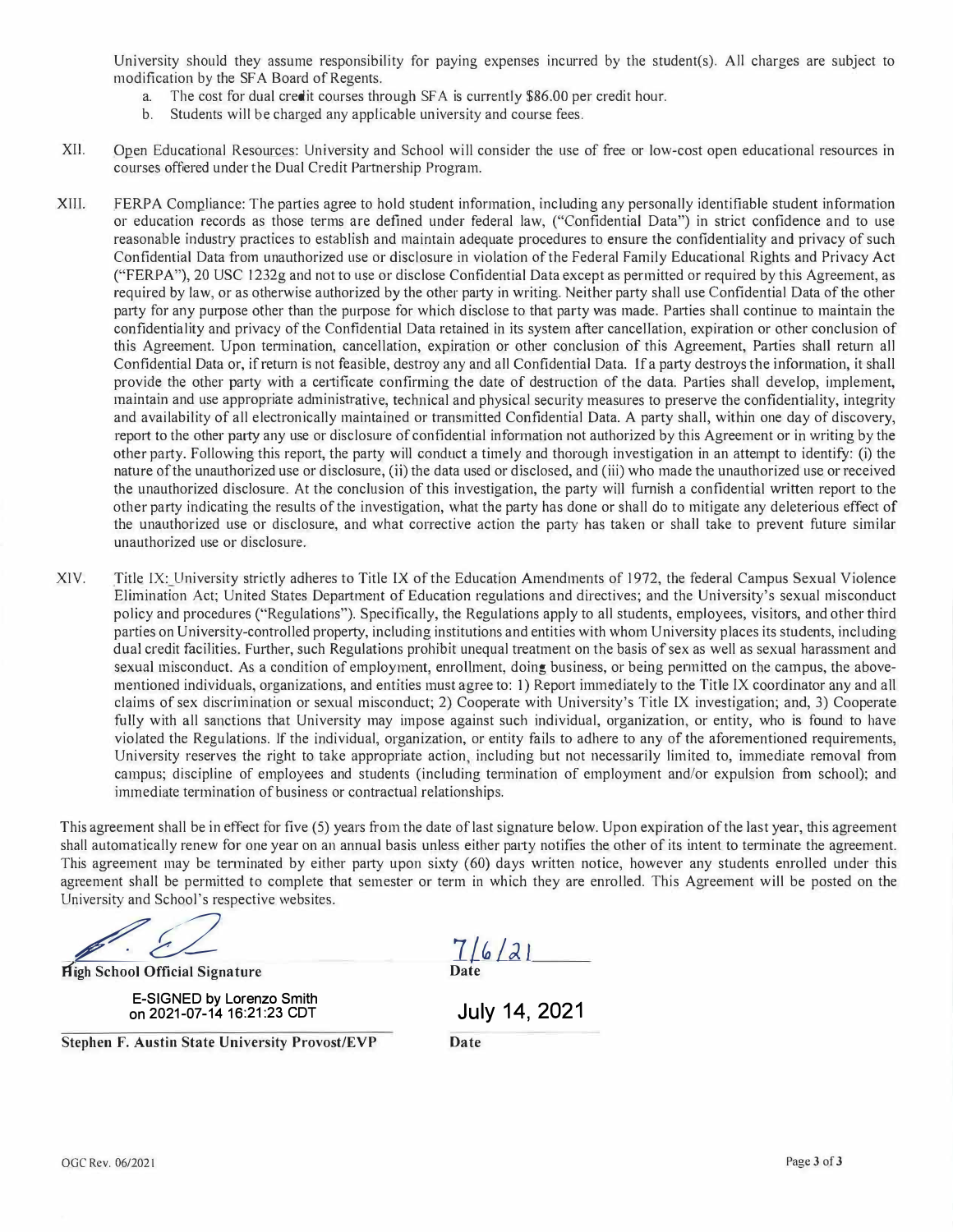University should they assume responsibility for paying expenses incurred by the student(s). All charges are subject to modification by the SFA Board of Regents.

a. The cost for dual credit courses through SFA is currently $86.00 per credit hour.
b. Students will be charged any applicable university and course fees.

XII. Open Educational Resources: University and School will consider the use of free or low-cost open educational resources in courses offered under the Dual Credit Partnership Program.

XIII. FERPA Compliance: The parties agree to hold student information, including any personally identifiable student information or education records as those terms are defined under federal law, ("Confidential Data") in strict confidence and to use reasonable industry practices to establish and maintain adequate procedures to ensure the confidentiality and privacy of such Confidential Data from unauthorized use or disclosure in violation of the Federal Family Educational Rights and Privacy Act ("FERPA"), 20 USC 1232g and not to use or disclose Confidential Data except as permitted or required by this Agreement, as required by law, or as otherwise authorized by the other party in writing. Neither party shall use Confidential Data of the other party for any purpose other than the purpose for which disclose to that party was made. Parties shall continue to maintain the confidentiality and privacy of the Confidential Data retained in its system after cancellation, expiration or other conclusion of this Agreement. Upon termination, cancellation, expiration or other conclusion of this Agreement, Parties shall return all Confidential Data or, if return is not feasible, destroy any and all Confidential Data. If a party destroys the information, it shall provide the other party with a certificate confirming the date of destruction of the data. Parties shall develop, implement, maintain and use appropriate administrative, technical and physical security measures to preserve the confidentiality, integrity and availability of all electronically maintained or transmitted Confidential Data. A party shall, within one day of discovery, report to the other party any use or disclosure of confidential information not authorized by this Agreement or in writing by the other party. Following this report, the party will conduct a timely and thorough investigation in an attempt to identify: (i) the nature of the unauthorized use or disclosure, (ii) the data used or disclosed, and (iii) who made the unauthorized use or received the unauthorized disclosure. At the conclusion of this investigation, the party will furnish a confidential written report to the other party indicating the results of the investigation, what the party has done or shall do to mitigate any deleterious effect of the unauthorized use or disclosure, and what corrective action the party has taken or shall take to prevent future similar unauthorized use or disclosure.

XIV. Title IX: University strictly adheres to Title IX of the Education Amendments of 1972, the federal Campus Sexual Violence Elimination Act; United States Department of Education regulations and directives; and the University's sexual misconduct policy and procedures ("Regulations"). Specifically, the Regulations apply to all students, employees, visitors, and other third parties on University-controlled property, including institutions and entities with whom University places its students, including dual credit facilities. Further, such Regulations prohibit unequal treatment on the basis of sex as well as sexual harassment and sexual misconduct. As a condition of employment, enrollment, doing business, or being permitted on the campus, the above-mentioned individuals, organizations, and entities must agree to: 1) Report immediately to the Title IX coordinator any and all claims of sex discrimination or sexual misconduct; 2) Cooperate with University's Title IX investigation; and, 3) Cooperate fully with all sanctions that University may impose against such individual, organization, or entity, who is found to have violated the Regulations. If the individual, organization, or entity fails to adhere to any of the aforementioned requirements, University reserves the right to take appropriate action, including but not necessarily limited to, immediate removal from campus; discipline of employees and students (including termination of employment and/or expulsion from school); and immediate termination of business or contractual relationships.

This agreement shall be in effect for five (5) years from the date of last signature below. Upon expiration of the last year, this agreement shall automatically renew for one year on an annual basis unless either party notifies the other of its intent to terminate the agreement. This agreement may be terminated by either party upon sixty (60) days written notice, however any students enrolled under this agreement shall be permitted to complete that semester or term in which they are enrolled. This Agreement will be posted on the University and School's respective websites.

**High School Official Signature** — Date: 7/6/21

E-SIGNED by Lorenzo Smith on 2021-07-14 16:21:23 CDT

**Stephen F. Austin State University Provost/EVP** — Date: July 14, 2021

OGC Rev. 06/2021